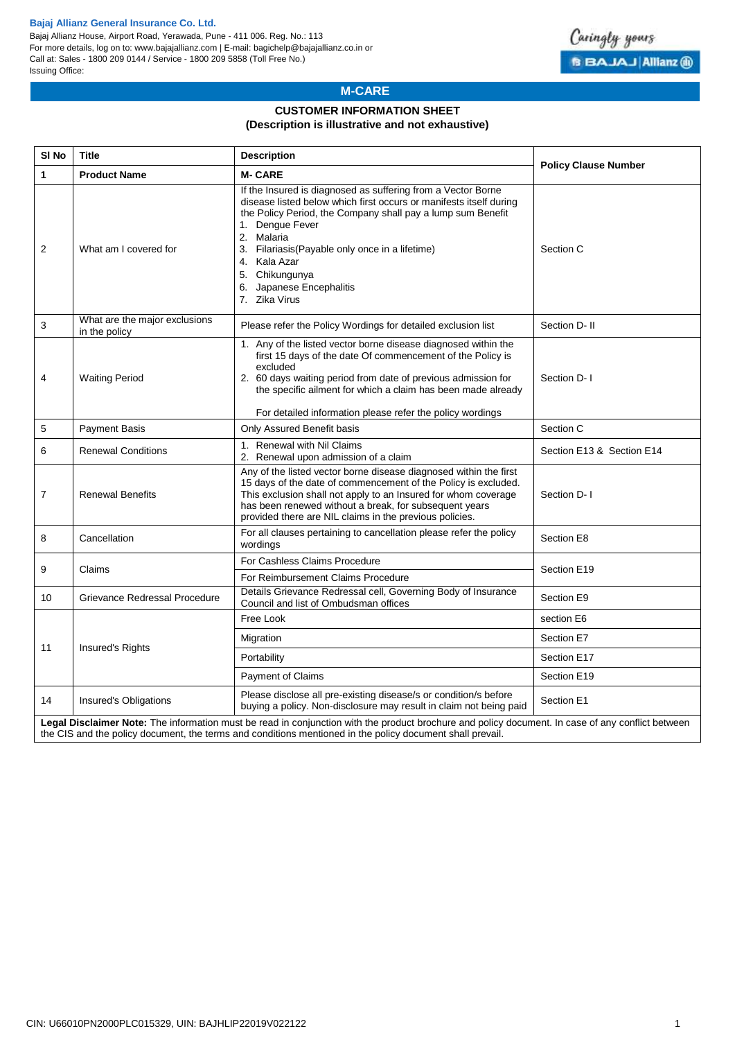**Bajaj Allianz General Insurance Co. Ltd.**
Bajaj Allianz House, Airport Road, Yerawada, Pune - 411 006. Reg. No.: 113
For more details, log on to: www.bajajallianz.com | E-mail: bagichelp@bajajallianz.co.in or
Call at: Sales - 1800 209 0144 / Service - 1800 209 5858 (Toll Free No.)
Issuing Office:

## M-CARE

### CUSTOMER INFORMATION SHEET
### (Description is illustrative and not exhaustive)

| Sl No | Title | Description | Policy Clause Number |
|---|---|---|---|
| **1** | **Product Name** | **M- CARE** | |
| 2 | What am I covered for | If the Insured is diagnosed as suffering from a Vector Borne disease listed below which first occurs or manifests itself during the Policy Period, the Company shall pay a lump sum Benefit<br>1. Dengue Fever<br>2. Malaria<br>3. Filariasis(Payable only once in a lifetime)<br>4. Kala Azar<br>5. Chikungunya<br>6. Japanese Encephalitis<br>7. Zika Virus | Section C |
| 3 | What are the major exclusions in the policy | Please refer the Policy Wordings for detailed exclusion list | Section D- II |
| 4 | Waiting Period | 1. Any of the listed vector borne disease diagnosed within the first 15 days of the date Of commencement of the Policy is excluded<br>2. 60 days waiting period from date of previous admission for the specific ailment for which a claim has been made already<br><br>For detailed information please refer the policy wordings | Section D- I |
| 5 | Payment Basis | Only Assured Benefit basis | Section C |
| 6 | Renewal Conditions | 1. Renewal with Nil Claims<br>2. Renewal upon admission of a claim | Section E13 & Section E14 |
| 7 | Renewal Benefits | Any of the listed vector borne disease diagnosed within the first 15 days of the date of commencement of the Policy is excluded. This exclusion shall not apply to an Insured for whom coverage has been renewed without a break, for subsequent years provided there are NIL claims in the previous policies. | Section D- I |
| 8 | Cancellation | For all clauses pertaining to cancellation please refer the policy wordings | Section E8 |
| 9 | Claims | For Cashless Claims Procedure<br>For Reimbursement Claims Procedure | Section E19 |
| 10 | Grievance Redressal Procedure | Details Grievance Redressal cell, Governing Body of Insurance Council and list of Ombudsman offices | Section E9 |
| 11 | Insured's Rights | Free Look | section E6 |
| | | Migration | Section E7 |
| | | Portability | Section E17 |
| | | Payment of Claims | Section E19 |
| 14 | Insured's Obligations | Please disclose all pre-existing disease/s or condition/s before buying a policy. Non-disclosure may result in claim not being paid | Section E1 |

**Legal Disclaimer Note:** The information must be read in conjunction with the product brochure and policy document. In case of any conflict between the CIS and the policy document, the terms and conditions mentioned in the policy document shall prevail.

CIN: U66010PN2000PLC015329, UIN: BAJHLIP22019V022122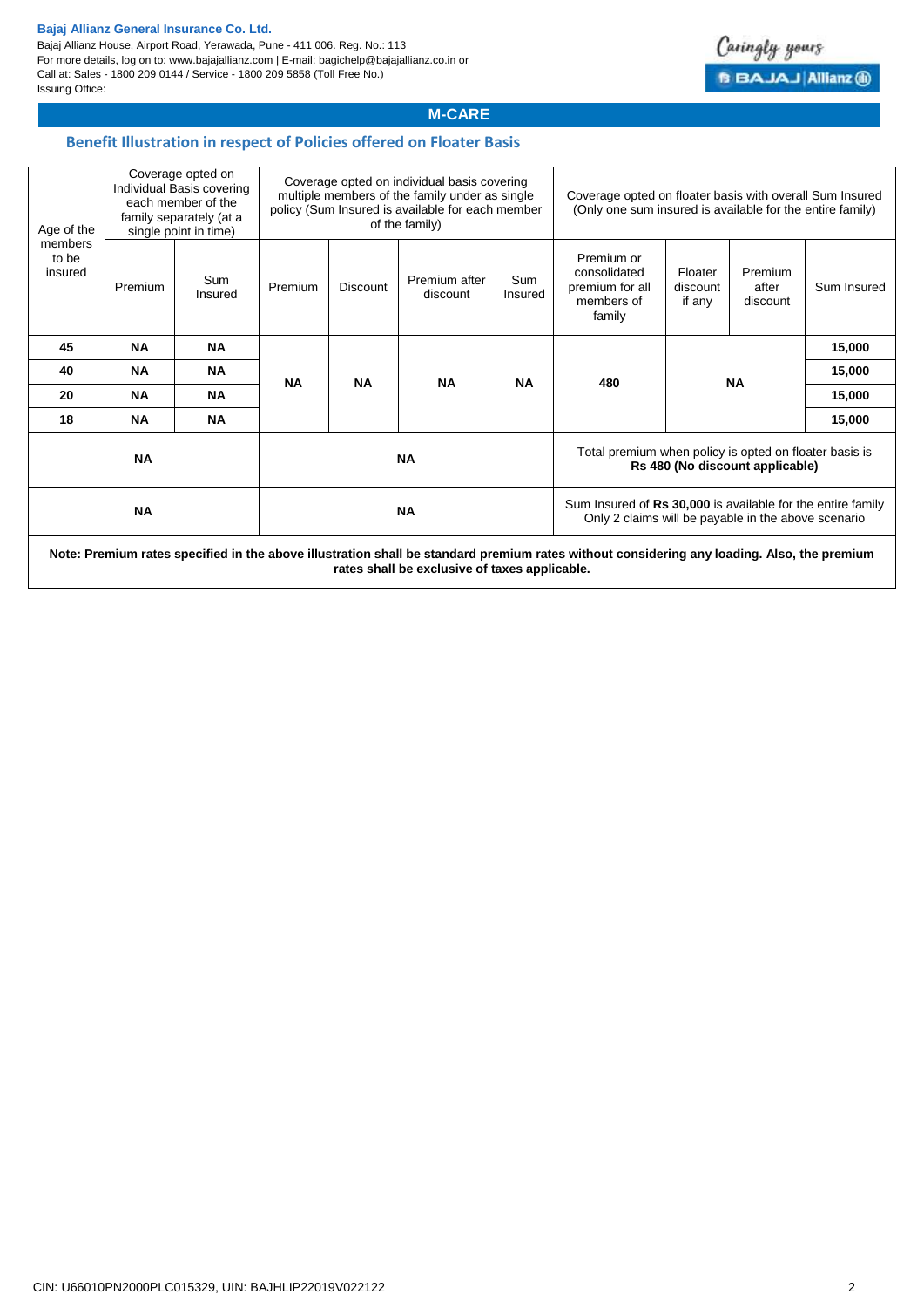**Bajaj Allianz General Insurance Co. Ltd.**
Bajaj Allianz House, Airport Road, Yerawada, Pune - 411 006. Reg. No.: 113
For more details, log on to: www.bajajallianz.com | E-mail: bagichelp@bajajallianz.co.in or
Call at: Sales - 1800 209 0144 / Service - 1800 209 5858 (Toll Free No.)
Issuing Office:

Caringly yours
BAJAJ Allianz

## M-CARE

### Benefit Illustration in respect of Policies offered on Floater Basis

| Age of the members to be insured | Coverage opted on Individual Basis covering each member of the family separately (at a single point in time) | | Coverage opted on individual basis covering multiple members of the family under as single policy (Sum Insured is available for each member of the family) | | | | Coverage opted on floater basis with overall Sum Insured (Only one sum insured is available for the entire family) | | | |
|---|---|---|---|---|---|---|---|---|---|---|
| | Premium | Sum Insured | Premium | Discount | Premium after discount | Sum Insured | Premium or consolidated premium for all members of family | Floater discount if any | Premium after discount | Sum Insured |
| **45** | **NA** | **NA** | **NA** | **NA** | **NA** | **NA** | **480** | **NA** | | **15,000** |
| **40** | **NA** | **NA** | | | | | | | | **15,000** |
| **20** | **NA** | **NA** | | | | | | | | **15,000** |
| **18** | **NA** | **NA** | | | | | | | | **15,000** |
| **NA** | | | **NA** | | | | Total premium when policy is opted on floater basis is **Rs 480 (No discount applicable)** | | | |
| **NA** | | | **NA** | | | | Sum Insured of **Rs 30,000** is available for the entire family Only 2 claims will be payable in the above scenario | | | |

**Note: Premium rates specified in the above illustration shall be standard premium rates without considering any loading. Also, the premium rates shall be exclusive of taxes applicable.**

CIN: U66010PN2000PLC015329, UIN: BAJHLIP22019V022122